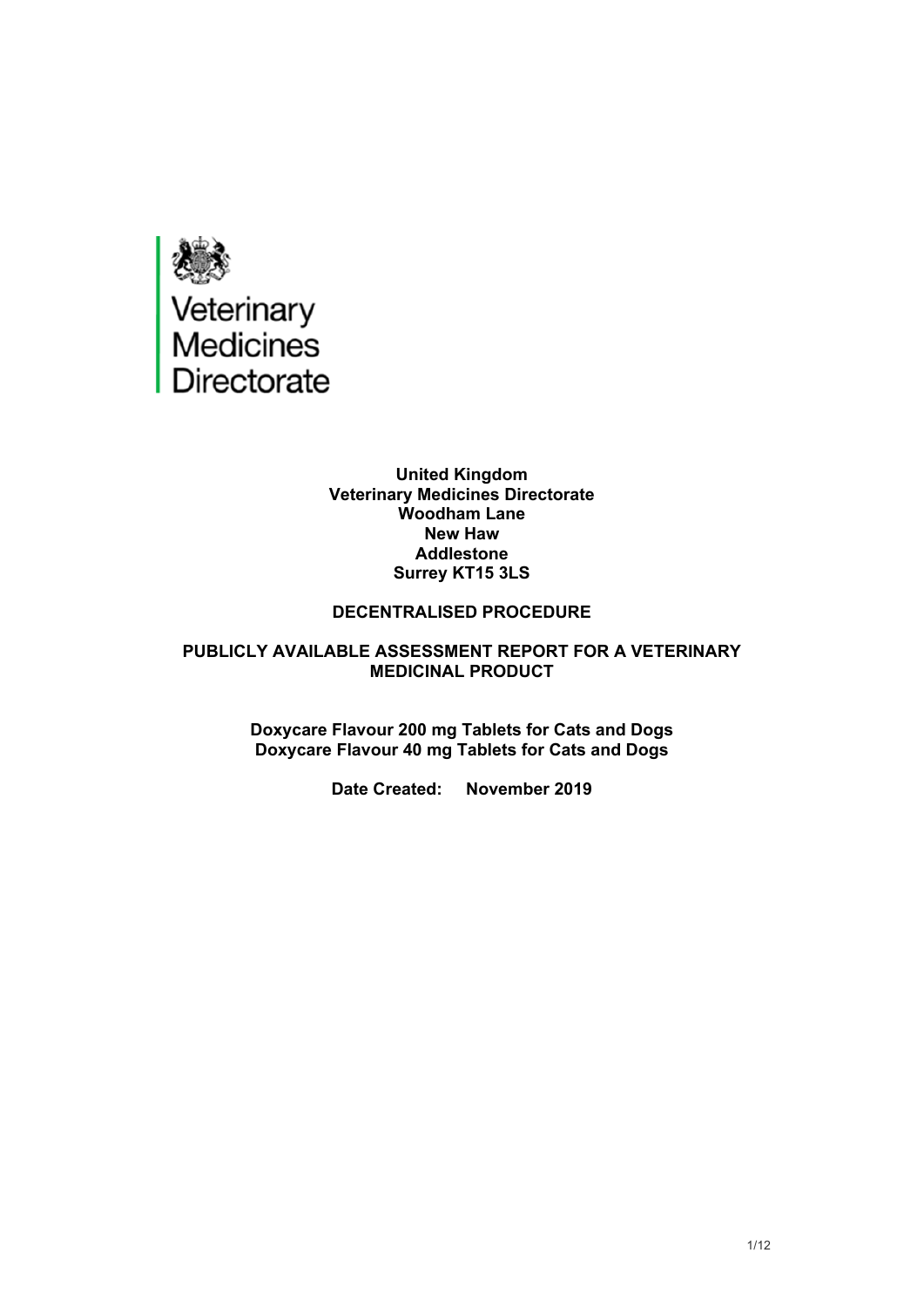Veterinary Medicines Directorate

**United Kingdom**
**Veterinary Medicines Directorate**
**Woodham Lane**
**New Haw**
**Addlestone**
**Surrey KT15 3LS**

**DECENTRALISED PROCEDURE**

**PUBLICLY AVAILABLE ASSESSMENT REPORT FOR A VETERINARY MEDICINAL PRODUCT**

**Doxycare Flavour 200 mg Tablets for Cats and Dogs**
**Doxycare Flavour 40 mg Tablets for Cats and Dogs**

**Date Created: November 2019**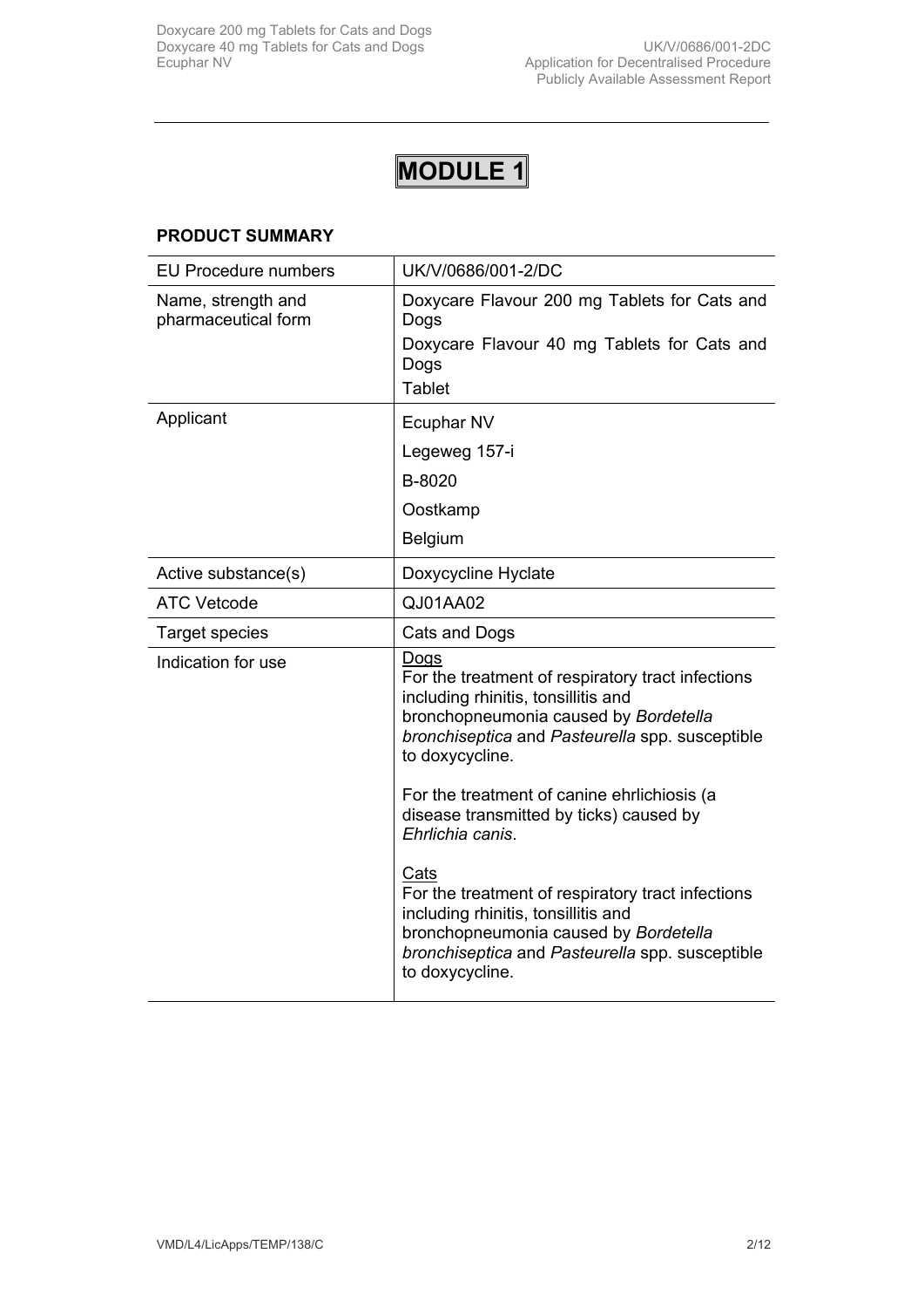# MODULE 1

**PRODUCT SUMMARY**

| | |
|---|---|
| EU Procedure numbers | UK/V/0686/001-2/DC |
| Name, strength and pharmaceutical form | Doxycare Flavour 200 mg Tablets for Cats and Dogs<br>Doxycare Flavour 40 mg Tablets for Cats and Dogs<br>Tablet |
| Applicant | Ecuphar NV<br>Legeweg 157-i<br>B-8020<br>Oostkamp<br>Belgium |
| Active substance(s) | Doxycycline Hyclate |
| ATC Vetcode | QJ01AA02 |
| Target species | Cats and Dogs |
| Indication for use | Dogs<br>For the treatment of respiratory tract infections including rhinitis, tonsillitis and bronchopneumonia caused by *Bordetella bronchiseptica* and *Pasteurella* spp. susceptible to doxycycline.<br><br>For the treatment of canine ehrlichiosis (a disease transmitted by ticks) caused by *Ehrlichia canis*.<br><br>Cats<br>For the treatment of respiratory tract infections including rhinitis, tonsillitis and bronchopneumonia caused by *Bordetella bronchiseptica* and *Pasteurella* spp. susceptible to doxycycline. |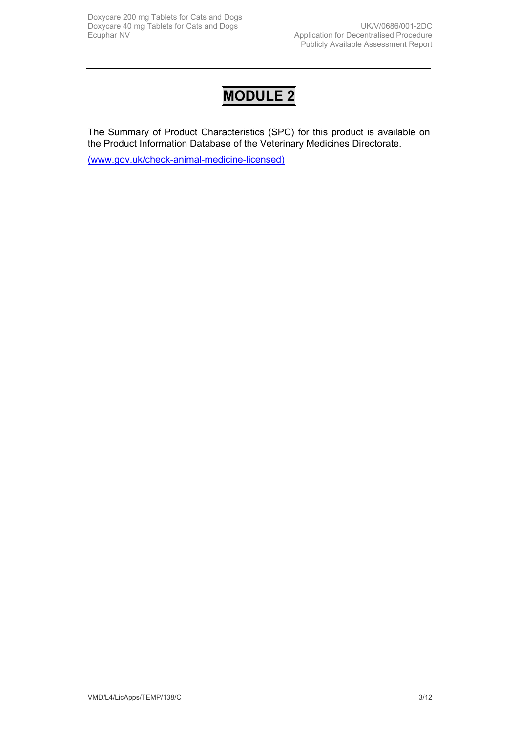# MODULE 2

The Summary of Product Characteristics (SPC) for this product is available on the Product Information Database of the Veterinary Medicines Directorate.

(www.gov.uk/check-animal-medicine-licensed)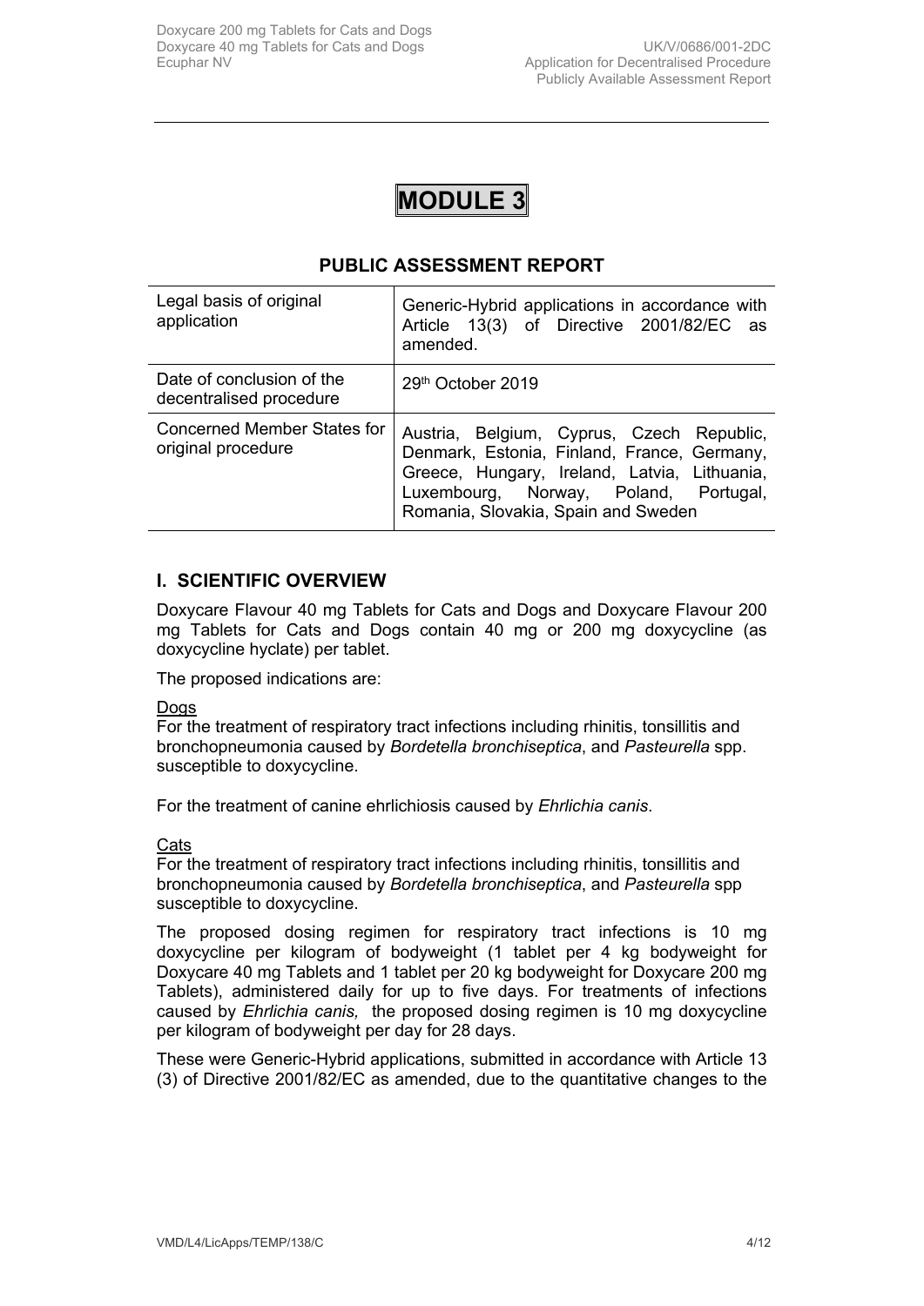# MODULE 3

## PUBLIC ASSESSMENT REPORT

| Legal basis of original application | Generic-Hybrid applications in accordance with Article 13(3) of Directive 2001/82/EC as amended. |
|---|---|
| Date of conclusion of the decentralised procedure | 29th October 2019 |
| Concerned Member States for original procedure | Austria, Belgium, Cyprus, Czech Republic, Denmark, Estonia, Finland, France, Germany, Greece, Hungary, Ireland, Latvia, Lithuania, Luxembourg, Norway, Poland, Portugal, Romania, Slovakia, Spain and Sweden |

## I. SCIENTIFIC OVERVIEW

Doxycare Flavour 40 mg Tablets for Cats and Dogs and Doxycare Flavour 200 mg Tablets for Cats and Dogs contain 40 mg or 200 mg doxycycline (as doxycycline hyclate) per tablet.

The proposed indications are:

Dogs
For the treatment of respiratory tract infections including rhinitis, tonsillitis and bronchopneumonia caused by *Bordetella bronchiseptica*, and *Pasteurella* spp. susceptible to doxycycline.

For the treatment of canine ehrlichiosis caused by *Ehrlichia canis*.

Cats
For the treatment of respiratory tract infections including rhinitis, tonsillitis and bronchopneumonia caused by *Bordetella bronchiseptica*, and *Pasteurella* spp susceptible to doxycycline.

The proposed dosing regimen for respiratory tract infections is 10 mg doxycycline per kilogram of bodyweight (1 tablet per 4 kg bodyweight for Doxycare 40 mg Tablets and 1 tablet per 20 kg bodyweight for Doxycare 200 mg Tablets), administered daily for up to five days. For treatments of infections caused by *Ehrlichia canis,* the proposed dosing regimen is 10 mg doxycycline per kilogram of bodyweight per day for 28 days.

These were Generic-Hybrid applications, submitted in accordance with Article 13 (3) of Directive 2001/82/EC as amended, due to the quantitative changes to the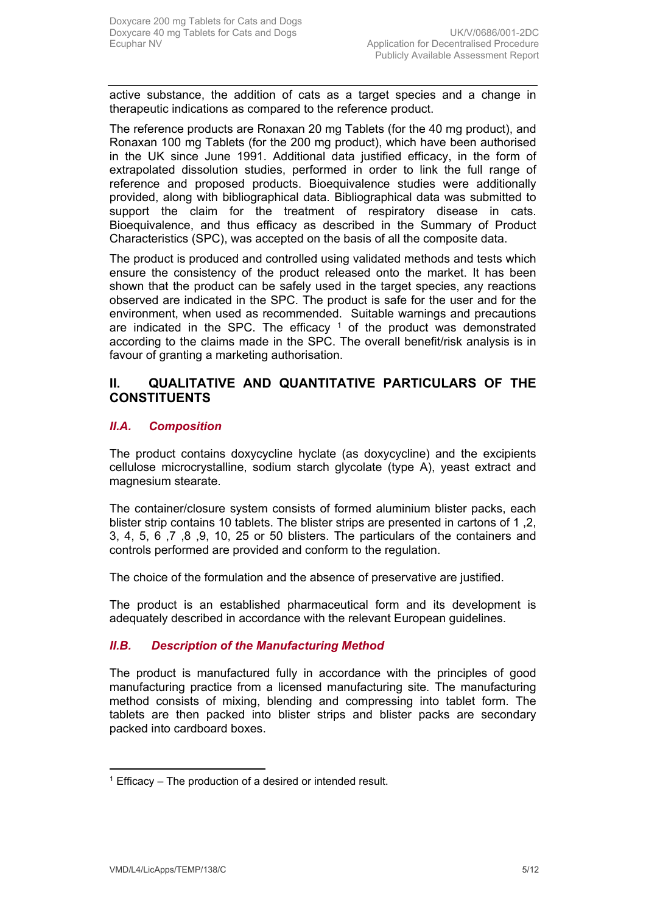active substance, the addition of cats as a target species and a change in therapeutic indications as compared to the reference product.

The reference products are Ronaxan 20 mg Tablets (for the 40 mg product), and Ronaxan 100 mg Tablets (for the 200 mg product), which have been authorised in the UK since June 1991. Additional data justified efficacy, in the form of extrapolated dissolution studies, performed in order to link the full range of reference and proposed products. Bioequivalence studies were additionally provided, along with bibliographical data. Bibliographical data was submitted to support the claim for the treatment of respiratory disease in cats. Bioequivalence, and thus efficacy as described in the Summary of Product Characteristics (SPC), was accepted on the basis of all the composite data.

The product is produced and controlled using validated methods and tests which ensure the consistency of the product released onto the market. It has been shown that the product can be safely used in the target species, any reactions observed are indicated in the SPC. The product is safe for the user and for the environment, when used as recommended. Suitable warnings and precautions are indicated in the SPC. The efficacy [1] of the product was demonstrated according to the claims made in the SPC. The overall benefit/risk analysis is in favour of granting a marketing authorisation.

## II. QUALITATIVE AND QUANTITATIVE PARTICULARS OF THE CONSTITUENTS

### *II.A. Composition*

The product contains doxycycline hyclate (as doxycycline) and the excipients cellulose microcrystalline, sodium starch glycolate (type A), yeast extract and magnesium stearate.

The container/closure system consists of formed aluminium blister packs, each blister strip contains 10 tablets. The blister strips are presented in cartons of 1 ,2, 3, 4, 5, 6 ,7 ,8 ,9, 10, 25 or 50 blisters. The particulars of the containers and controls performed are provided and conform to the regulation.

The choice of the formulation and the absence of preservative are justified.

The product is an established pharmaceutical form and its development is adequately described in accordance with the relevant European guidelines.

### *II.B. Description of the Manufacturing Method*

The product is manufactured fully in accordance with the principles of good manufacturing practice from a licensed manufacturing site*.* The manufacturing method consists of mixing, blending and compressing into tablet form. The tablets are then packed into blister strips and blister packs are secondary packed into cardboard boxes.

[1] Efficacy – The production of a desired or intended result.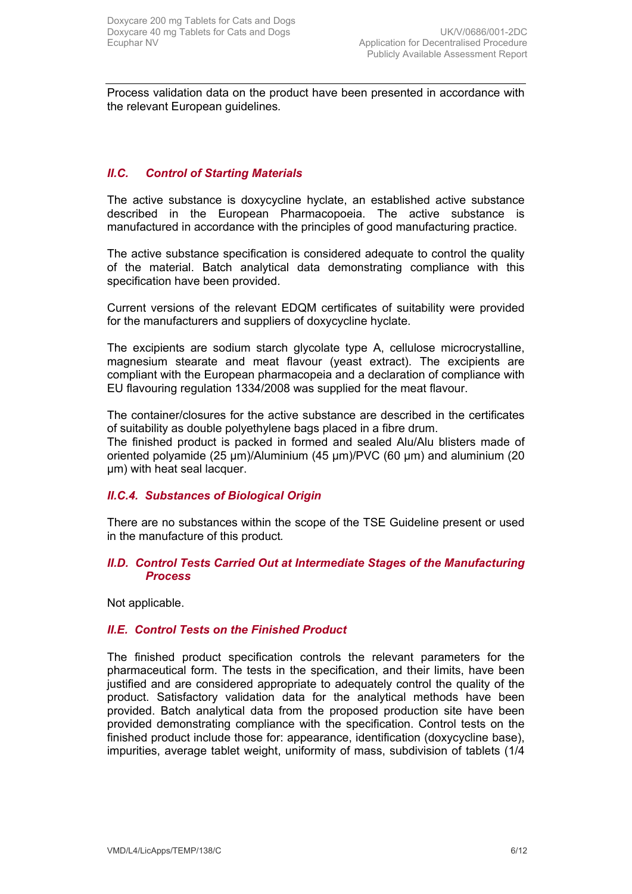Process validation data on the product have been presented in accordance with the relevant European guidelines.

### *II.C. Control of Starting Materials*

The active substance is doxycycline hyclate, an established active substance described in the European Pharmacopoeia. The active substance is manufactured in accordance with the principles of good manufacturing practice.

The active substance specification is considered adequate to control the quality of the material. Batch analytical data demonstrating compliance with this specification have been provided.

Current versions of the relevant EDQM certificates of suitability were provided for the manufacturers and suppliers of doxycycline hyclate.

The excipients are sodium starch glycolate type A, cellulose microcrystalline, magnesium stearate and meat flavour (yeast extract). The excipients are compliant with the European pharmacopeia and a declaration of compliance with EU flavouring regulation 1334/2008 was supplied for the meat flavour.

The container/closures for the active substance are described in the certificates of suitability as double polyethylene bags placed in a fibre drum.
The finished product is packed in formed and sealed Alu/Alu blisters made of oriented polyamide (25 µm)/Aluminium (45 µm)/PVC (60 µm) and aluminium (20 µm) with heat seal lacquer.

### *II.C.4. Substances of Biological Origin*

There are no substances within the scope of the TSE Guideline present or used in the manufacture of this product.

### *II.D. Control Tests Carried Out at Intermediate Stages of the Manufacturing Process*

Not applicable.

### *II.E. Control Tests on the Finished Product*

The finished product specification controls the relevant parameters for the pharmaceutical form. The tests in the specification, and their limits, have been justified and are considered appropriate to adequately control the quality of the product. Satisfactory validation data for the analytical methods have been provided. Batch analytical data from the proposed production site have been provided demonstrating compliance with the specification. Control tests on the finished product include those for: appearance, identification (doxycycline base), impurities, average tablet weight, uniformity of mass, subdivision of tablets (1/4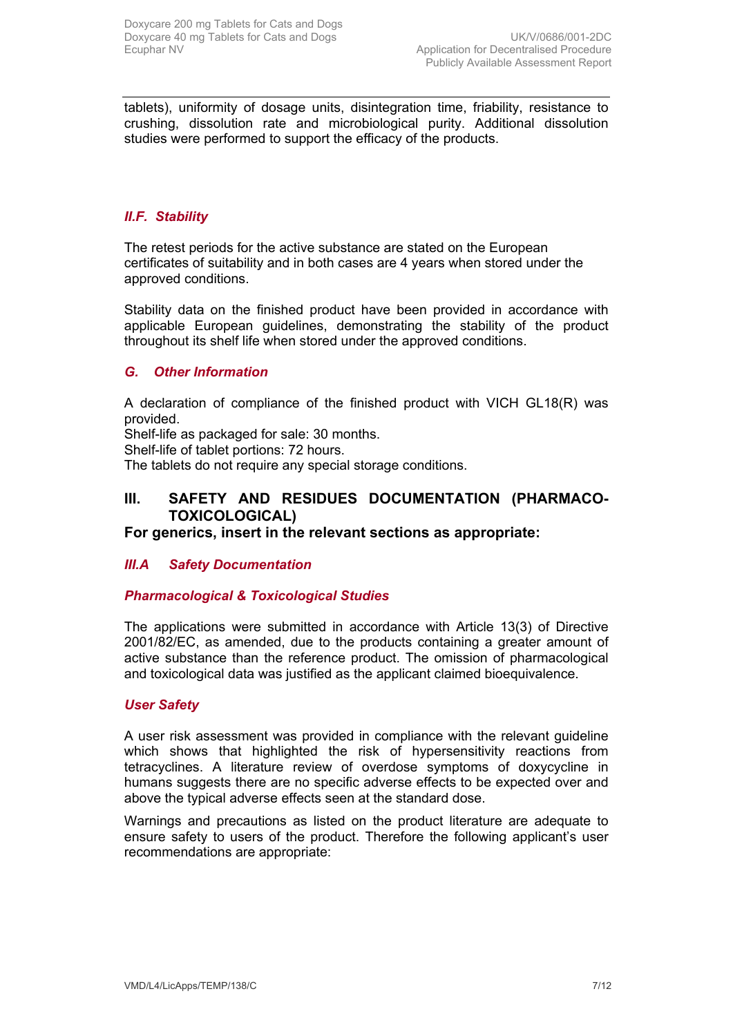tablets), uniformity of dosage units, disintegration time, friability, resistance to crushing, dissolution rate and microbiological purity. Additional dissolution studies were performed to support the efficacy of the products.

### *II.F. Stability*

The retest periods for the active substance are stated on the European certificates of suitability and in both cases are 4 years when stored under the approved conditions.

Stability data on the finished product have been provided in accordance with applicable European guidelines, demonstrating the stability of the product throughout its shelf life when stored under the approved conditions.

### *G. Other Information*

A declaration of compliance of the finished product with VICH GL18(R) was provided.
Shelf-life as packaged for sale: 30 months.
Shelf-life of tablet portions: 72 hours.
The tablets do not require any special storage conditions.

## III. SAFETY AND RESIDUES DOCUMENTATION (PHARMACO-TOXICOLOGICAL)

**For generics, insert in the relevant sections as appropriate:**

### *III.A Safety Documentation*

#### *Pharmacological & Toxicological Studies*

The applications were submitted in accordance with Article 13(3) of Directive 2001/82/EC, as amended, due to the products containing a greater amount of active substance than the reference product. The omission of pharmacological and toxicological data was justified as the applicant claimed bioequivalence.

#### *User Safety*

A user risk assessment was provided in compliance with the relevant guideline which shows that highlighted the risk of hypersensitivity reactions from tetracyclines. A literature review of overdose symptoms of doxycycline in humans suggests there are no specific adverse effects to be expected over and above the typical adverse effects seen at the standard dose.

Warnings and precautions as listed on the product literature are adequate to ensure safety to users of the product. Therefore the following applicant's user recommendations are appropriate: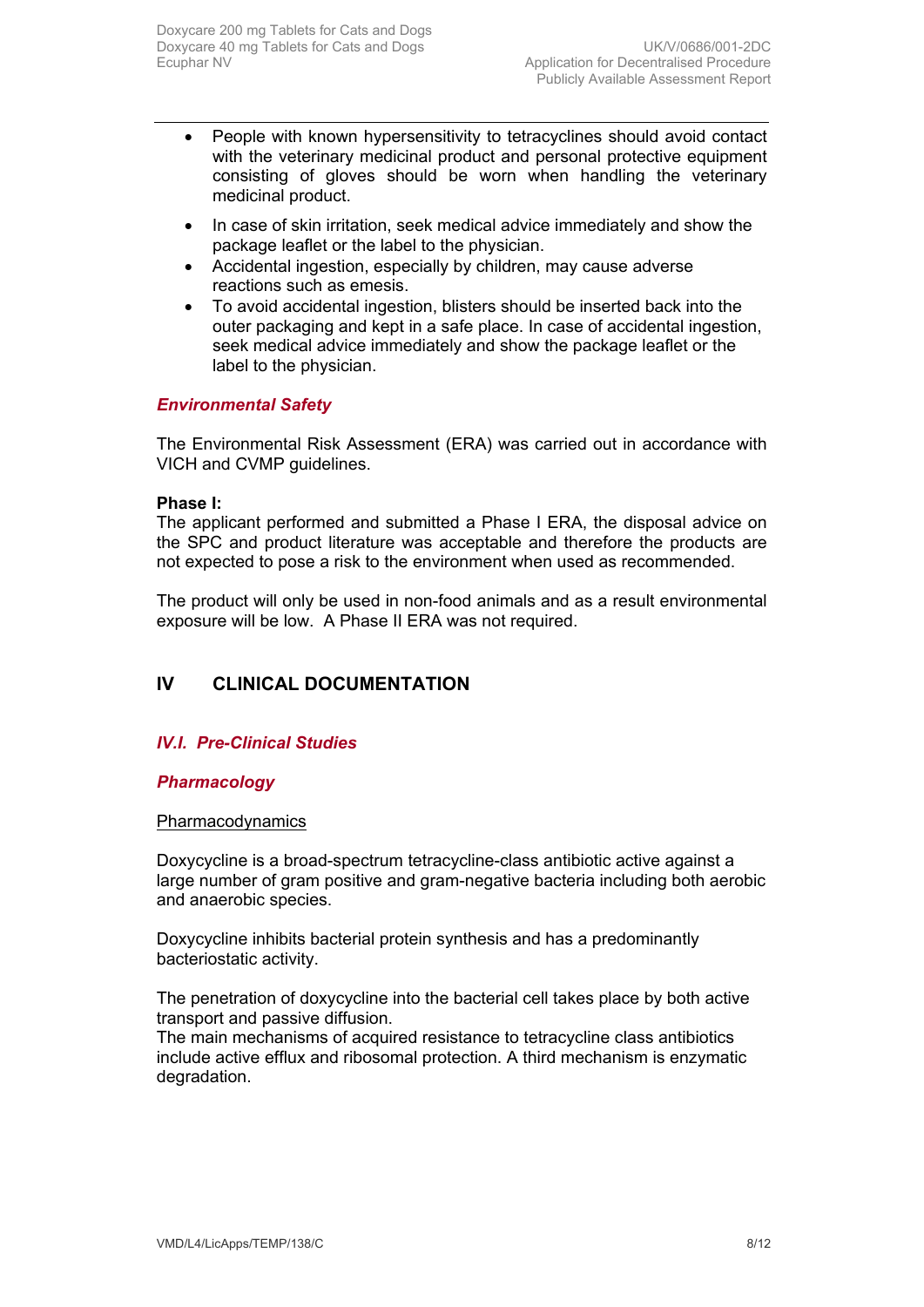- People with known hypersensitivity to tetracyclines should avoid contact with the veterinary medicinal product and personal protective equipment consisting of gloves should be worn when handling the veterinary medicinal product.
- In case of skin irritation, seek medical advice immediately and show the package leaflet or the label to the physician.
- Accidental ingestion, especially by children, may cause adverse reactions such as emesis.
- To avoid accidental ingestion, blisters should be inserted back into the outer packaging and kept in a safe place. In case of accidental ingestion, seek medical advice immediately and show the package leaflet or the label to the physician.

### *Environmental Safety*

The Environmental Risk Assessment (ERA) was carried out in accordance with VICH and CVMP guidelines.

**Phase I:**
The applicant performed and submitted a Phase I ERA, the disposal advice on the SPC and product literature was acceptable and therefore the products are not expected to pose a risk to the environment when used as recommended.

The product will only be used in non-food animals and as a result environmental exposure will be low. A Phase II ERA was not required.

## IV CLINICAL DOCUMENTATION

### *IV.I. Pre-Clinical Studies*

### *Pharmacology*

Pharmacodynamics

Doxycycline is a broad-spectrum tetracycline-class antibiotic active against a large number of gram positive and gram-negative bacteria including both aerobic and anaerobic species.

Doxycycline inhibits bacterial protein synthesis and has a predominantly bacteriostatic activity.

The penetration of doxycycline into the bacterial cell takes place by both active transport and passive diffusion.
The main mechanisms of acquired resistance to tetracycline class antibiotics include active efflux and ribosomal protection. A third mechanism is enzymatic degradation.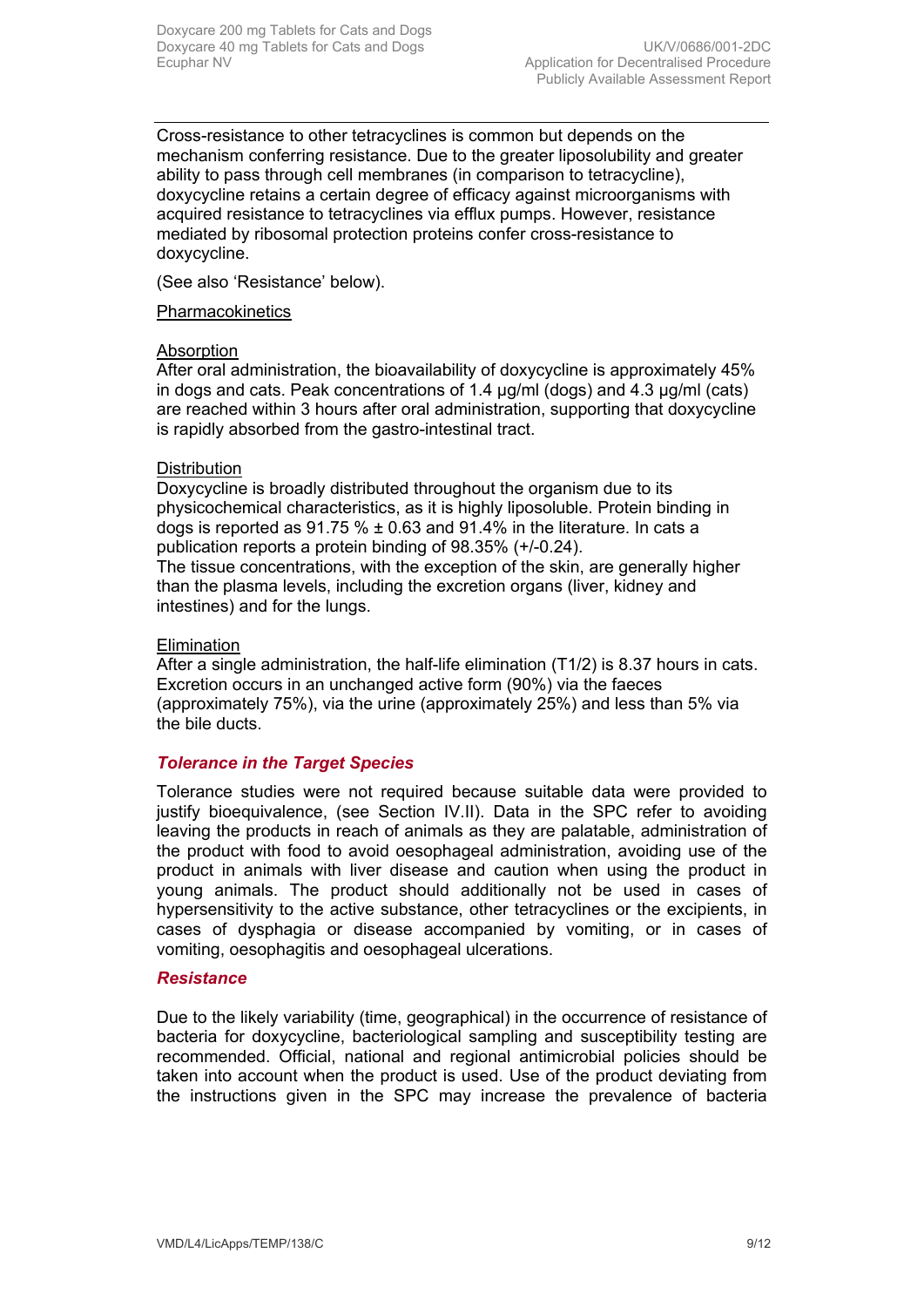Cross-resistance to other tetracyclines is common but depends on the mechanism conferring resistance. Due to the greater liposolubility and greater ability to pass through cell membranes (in comparison to tetracycline), doxycycline retains a certain degree of efficacy against microorganisms with acquired resistance to tetracyclines via efflux pumps. However, resistance mediated by ribosomal protection proteins confer cross-resistance to doxycycline.

(See also 'Resistance' below).

Pharmacokinetics

Absorption

After oral administration, the bioavailability of doxycycline is approximately 45% in dogs and cats. Peak concentrations of 1.4 µg/ml (dogs) and 4.3 µg/ml (cats) are reached within 3 hours after oral administration, supporting that doxycycline is rapidly absorbed from the gastro-intestinal tract.

Distribution

Doxycycline is broadly distributed throughout the organism due to its physicochemical characteristics, as it is highly liposoluble. Protein binding in dogs is reported as 91.75 % ± 0.63 and 91.4% in the literature. In cats a publication reports a protein binding of 98.35% (+/-0.24).

The tissue concentrations, with the exception of the skin, are generally higher than the plasma levels, including the excretion organs (liver, kidney and intestines) and for the lungs.

Elimination

After a single administration, the half-life elimination (T1/2) is 8.37 hours in cats. Excretion occurs in an unchanged active form (90%) via the faeces (approximately 75%), via the urine (approximately 25%) and less than 5% via the bile ducts.

### *Tolerance in the Target Species*

Tolerance studies were not required because suitable data were provided to justify bioequivalence, (see Section IV.II). Data in the SPC refer to avoiding leaving the products in reach of animals as they are palatable, administration of the product with food to avoid oesophageal administration, avoiding use of the product in animals with liver disease and caution when using the product in young animals. The product should additionally not be used in cases of hypersensitivity to the active substance, other tetracyclines or the excipients, in cases of dysphagia or disease accompanied by vomiting, or in cases of vomiting, oesophagitis and oesophageal ulcerations.

### *Resistance*

Due to the likely variability (time, geographical) in the occurrence of resistance of bacteria for doxycycline, bacteriological sampling and susceptibility testing are recommended. Official, national and regional antimicrobial policies should be taken into account when the product is used. Use of the product deviating from the instructions given in the SPC may increase the prevalence of bacteria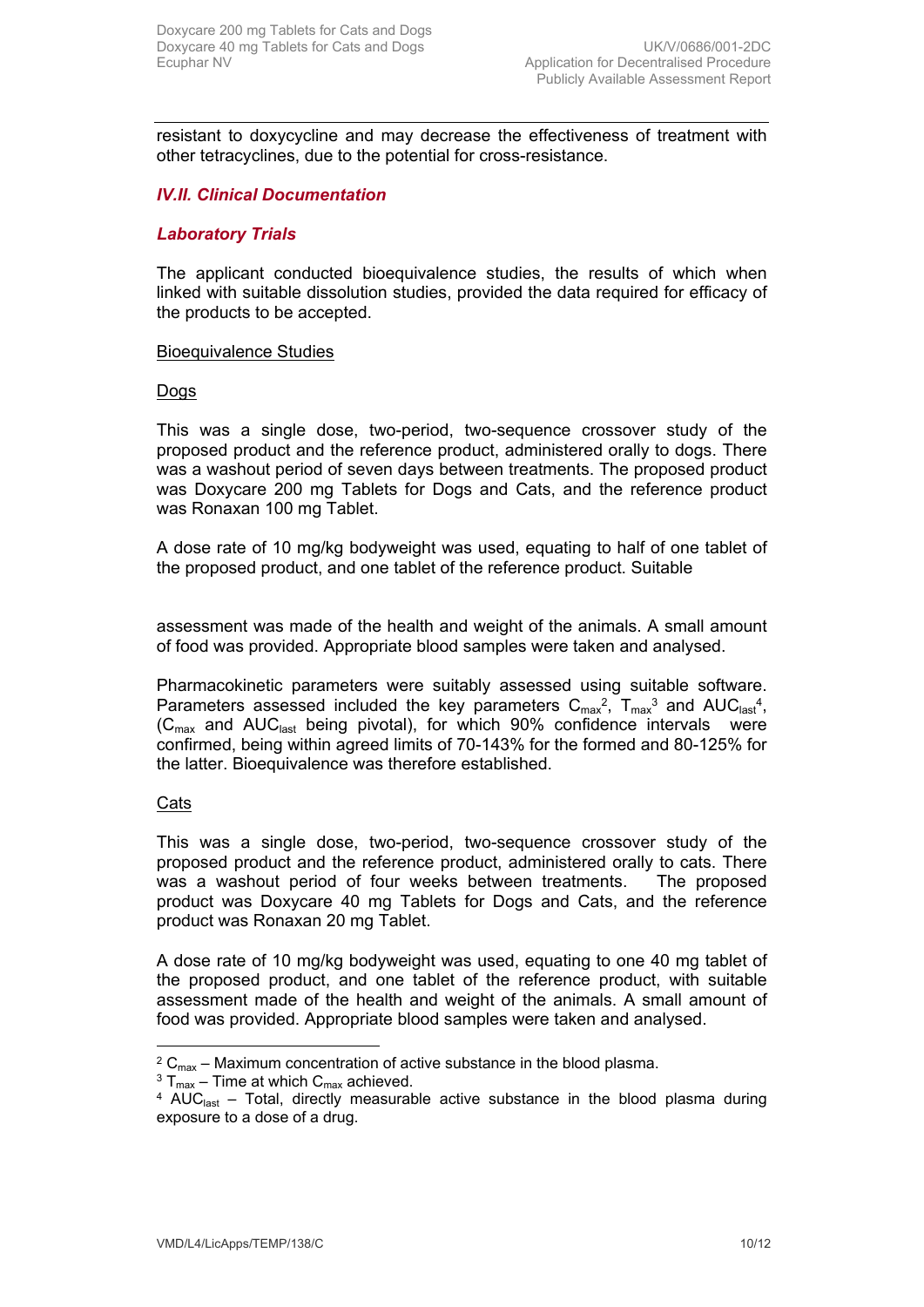resistant to doxycycline and may decrease the effectiveness of treatment with other tetracyclines, due to the potential for cross-resistance.

### *IV.II. Clinical Documentation*

### *Laboratory Trials*

The applicant conducted bioequivalence studies, the results of which when linked with suitable dissolution studies, provided the data required for efficacy of the products to be accepted.

Bioequivalence Studies

Dogs

This was a single dose, two-period, two-sequence crossover study of the proposed product and the reference product, administered orally to dogs. There was a washout period of seven days between treatments. The proposed product was Doxycare 200 mg Tablets for Dogs and Cats, and the reference product was Ronaxan 100 mg Tablet.

A dose rate of 10 mg/kg bodyweight was used, equating to half of one tablet of the proposed product, and one tablet of the reference product. Suitable

assessment was made of the health and weight of the animals. A small amount of food was provided. Appropriate blood samples were taken and analysed.

Pharmacokinetic parameters were suitably assessed using suitable software. Parameters assessed included the key parameters $C_{max}$[2], $T_{max}$[3] and $AUC_{last}$[4], ($C_{max}$ and $AUC_{last}$ being pivotal), for which 90% confidence intervals were confirmed, being within agreed limits of 70-143% for the formed and 80-125% for the latter. Bioequivalence was therefore established.

Cats

This was a single dose, two-period, two-sequence crossover study of the proposed product and the reference product, administered orally to cats. There was a washout period of four weeks between treatments. The proposed product was Doxycare 40 mg Tablets for Dogs and Cats, and the reference product was Ronaxan 20 mg Tablet.

A dose rate of 10 mg/kg bodyweight was used, equating to one 40 mg tablet of the proposed product, and one tablet of the reference product, with suitable assessment made of the health and weight of the animals. A small amount of food was provided. Appropriate blood samples were taken and analysed.

---

[2] $C_{max}$ – Maximum concentration of active substance in the blood plasma.

[3] $T_{max}$ – Time at which $C_{max}$ achieved.

[4] $AUC_{last}$ – Total, directly measurable active substance in the blood plasma during exposure to a dose of a drug.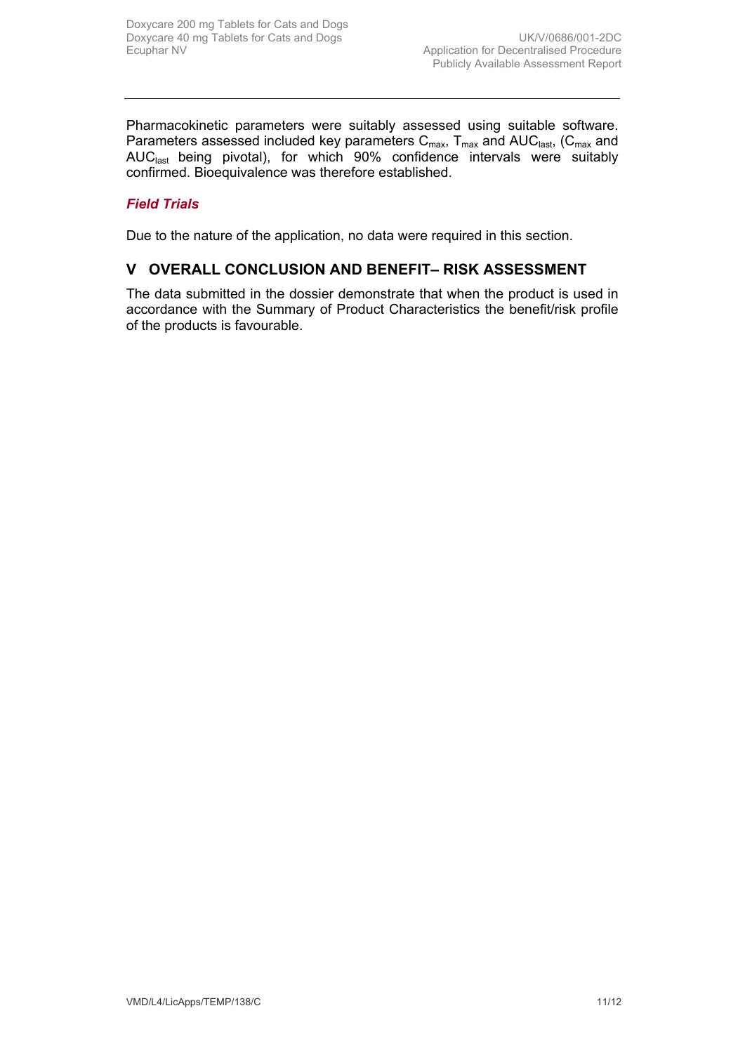Pharmacokinetic parameters were suitably assessed using suitable software. Parameters assessed included key parameters $C_{max}$, $T_{max}$ and $AUC_{last}$, ($C_{max}$ and $AUC_{last}$ being pivotal), for which 90% confidence intervals were suitably confirmed. Bioequivalence was therefore established.

### *Field Trials*

Due to the nature of the application, no data were required in this section.

## V OVERALL CONCLUSION AND BENEFIT– RISK ASSESSMENT

The data submitted in the dossier demonstrate that when the product is used in accordance with the Summary of Product Characteristics the benefit/risk profile of the products is favourable.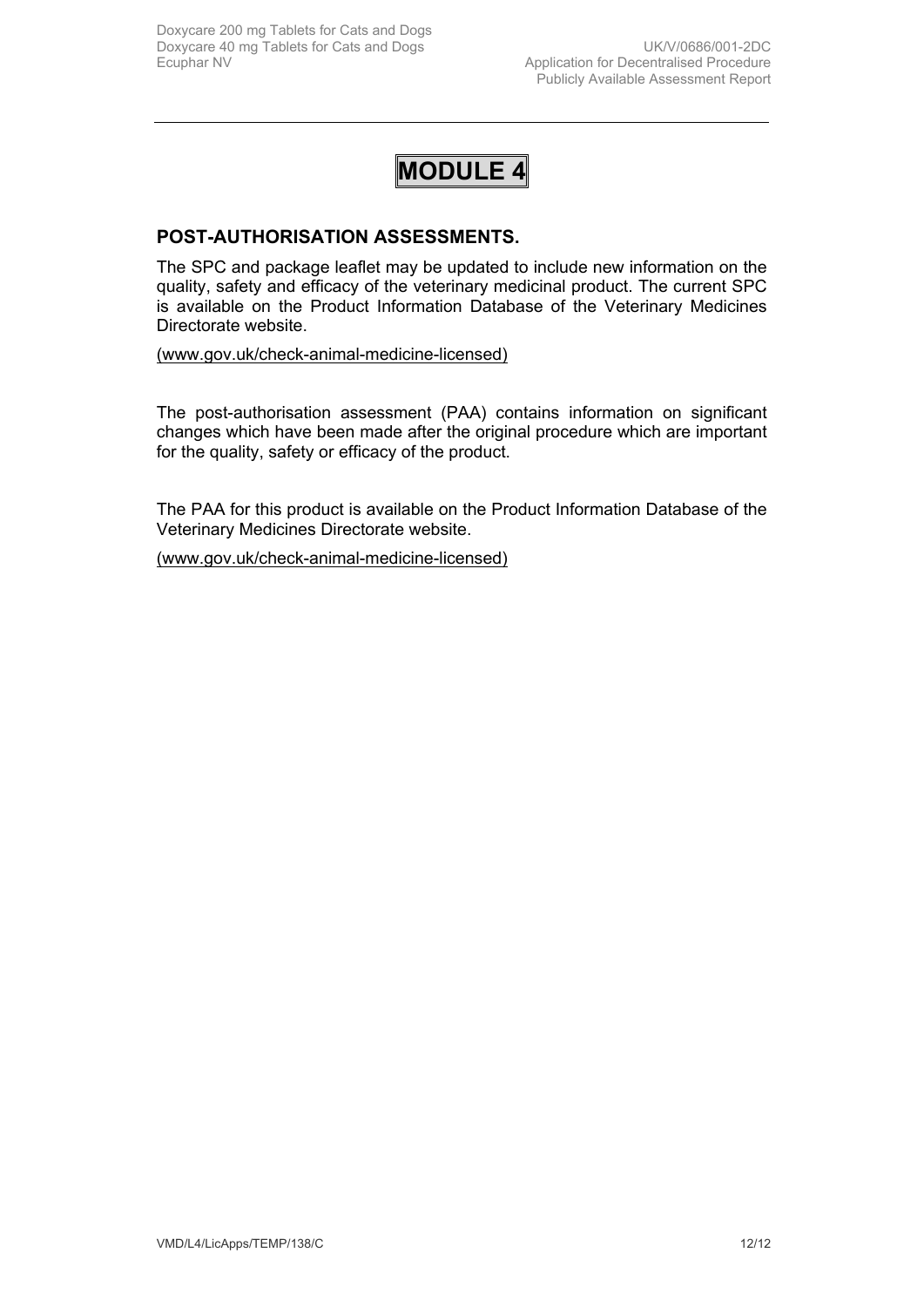# MODULE 4

## POST-AUTHORISATION ASSESSMENTS.

The SPC and package leaflet may be updated to include new information on the quality, safety and efficacy of the veterinary medicinal product. The current SPC is available on the Product Information Database of the Veterinary Medicines Directorate website.

(www.gov.uk/check-animal-medicine-licensed)

The post-authorisation assessment (PAA) contains information on significant changes which have been made after the original procedure which are important for the quality, safety or efficacy of the product.

The PAA for this product is available on the Product Information Database of the Veterinary Medicines Directorate website.

(www.gov.uk/check-animal-medicine-licensed)